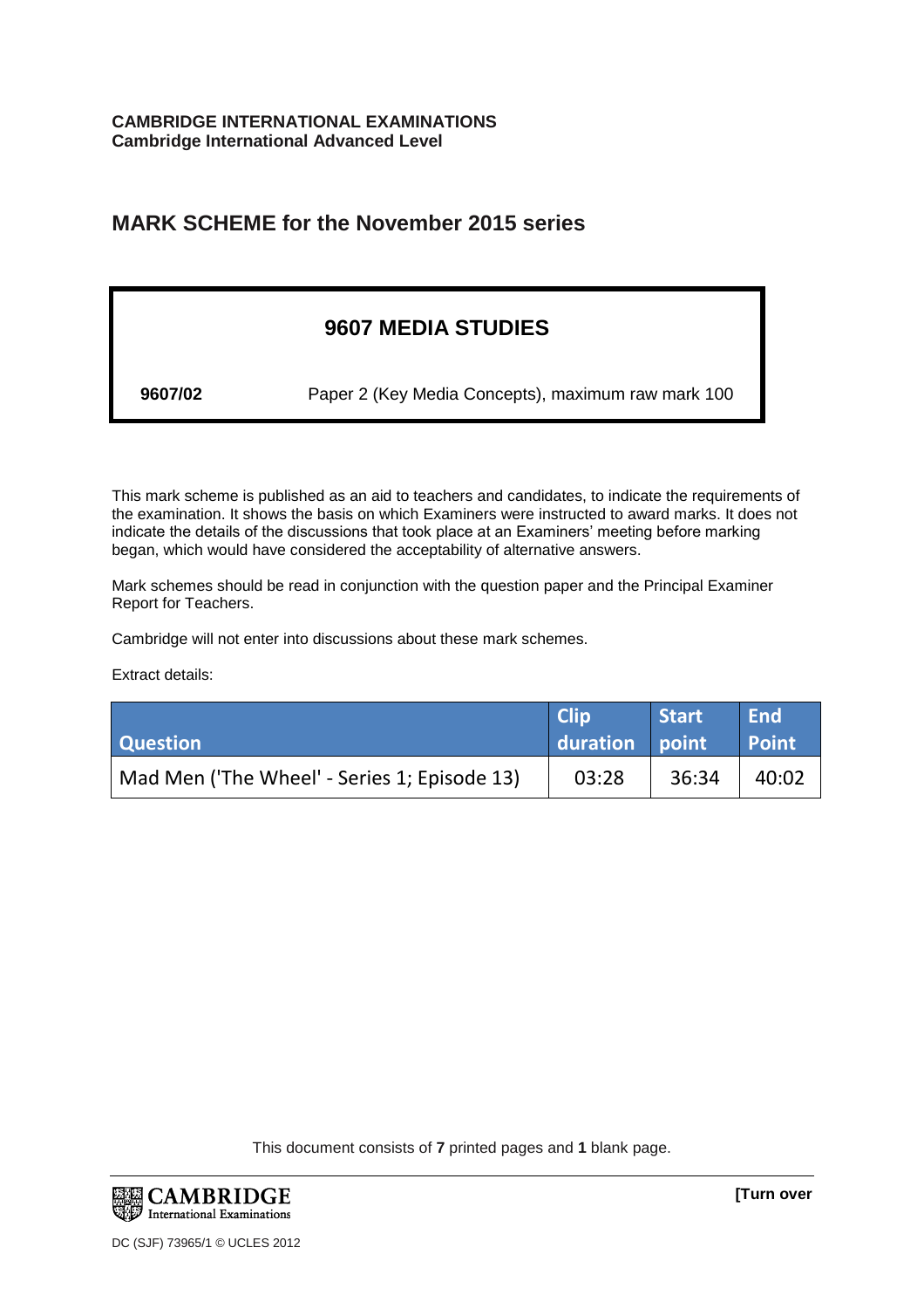**CAMBRIDGE INTERNATIONAL EXAMINATIONS**
**Cambridge International Advanced Level**

# MARK SCHEME for the November 2015 series

## 9607 MEDIA STUDIES

**9607/02** Paper 2 (Key Media Concepts), maximum raw mark 100

This mark scheme is published as an aid to teachers and candidates, to indicate the requirements of the examination. It shows the basis on which Examiners were instructed to award marks. It does not indicate the details of the discussions that took place at an Examiners' meeting before marking began, which would have considered the acceptability of alternative answers.

Mark schemes should be read in conjunction with the question paper and the Principal Examiner Report for Teachers.

Cambridge will not enter into discussions about these mark schemes.

Extract details:

| Question | Clip duration | Start point | End Point |
|---|---|---|---|
| Mad Men ('The Wheel' - Series 1; Episode 13) | 03:28 | 36:34 | 40:02 |

This document consists of **7** printed pages and **1** blank page.

DC (SJF) 73965/1 © UCLES 2012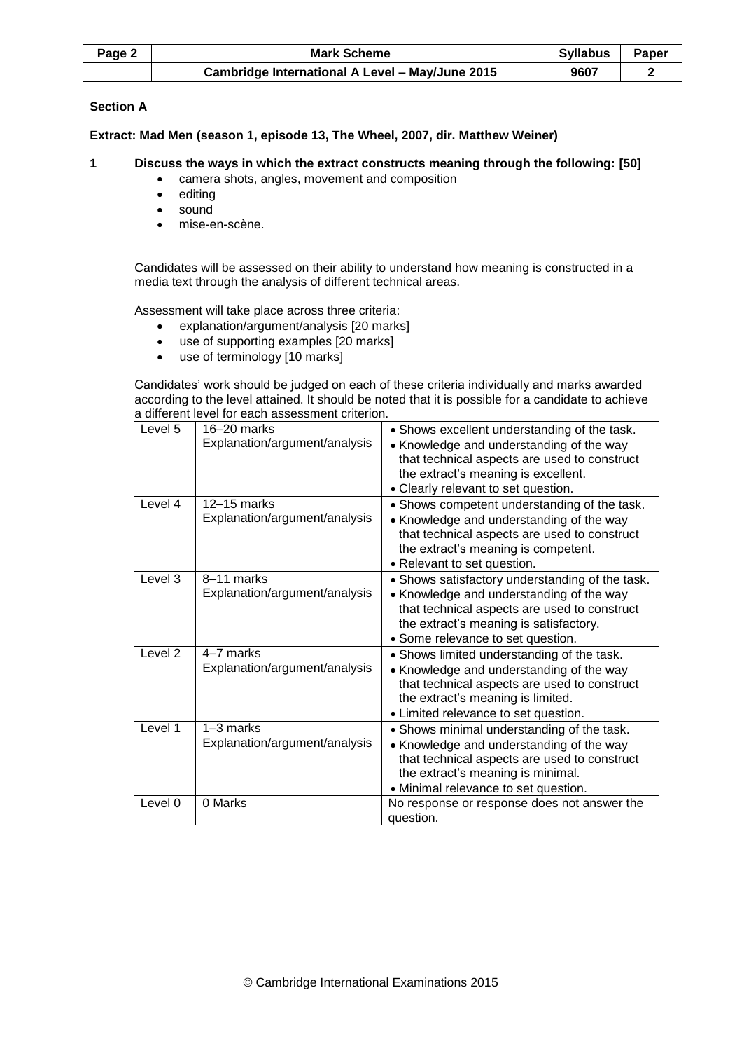## Section A

**Extract: Mad Men (season 1, episode 13, The Wheel, 2007, dir. Matthew Weiner)**

**1 Discuss the ways in which the extract constructs meaning through the following: [50]**

- camera shots, angles, movement and composition
- editing
- sound
- mise-en-scène.

Candidates will be assessed on their ability to understand how meaning is constructed in a media text through the analysis of different technical areas.

Assessment will take place across three criteria:

- explanation/argument/analysis [20 marks]
- use of supporting examples [20 marks]
- use of terminology [10 marks]

Candidates' work should be judged on each of these criteria individually and marks awarded according to the level attained. It should be noted that it is possible for a candidate to achieve a different level for each assessment criterion.

| Level | Marks | Descriptor |
| --- | --- | --- |
| Level 5 | 16–20 marks<br>Explanation/argument/analysis | • Shows excellent understanding of the task.<br>• Knowledge and understanding of the way that technical aspects are used to construct the extract's meaning is excellent.<br>• Clearly relevant to set question. |
| Level 4 | 12–15 marks<br>Explanation/argument/analysis | • Shows competent understanding of the task.<br>• Knowledge and understanding of the way that technical aspects are used to construct the extract's meaning is competent.<br>• Relevant to set question. |
| Level 3 | 8–11 marks<br>Explanation/argument/analysis | • Shows satisfactory understanding of the task.<br>• Knowledge and understanding of the way that technical aspects are used to construct the extract's meaning is satisfactory.<br>• Some relevance to set question. |
| Level 2 | 4–7 marks<br>Explanation/argument/analysis | • Shows limited understanding of the task.<br>• Knowledge and understanding of the way that technical aspects are used to construct the extract's meaning is limited.<br>• Limited relevance to set question. |
| Level 1 | 1–3 marks<br>Explanation/argument/analysis | • Shows minimal understanding of the task.<br>• Knowledge and understanding of the way that technical aspects are used to construct the extract's meaning is minimal.<br>• Minimal relevance to set question. |
| Level 0 | 0 Marks | No response or response does not answer the question. |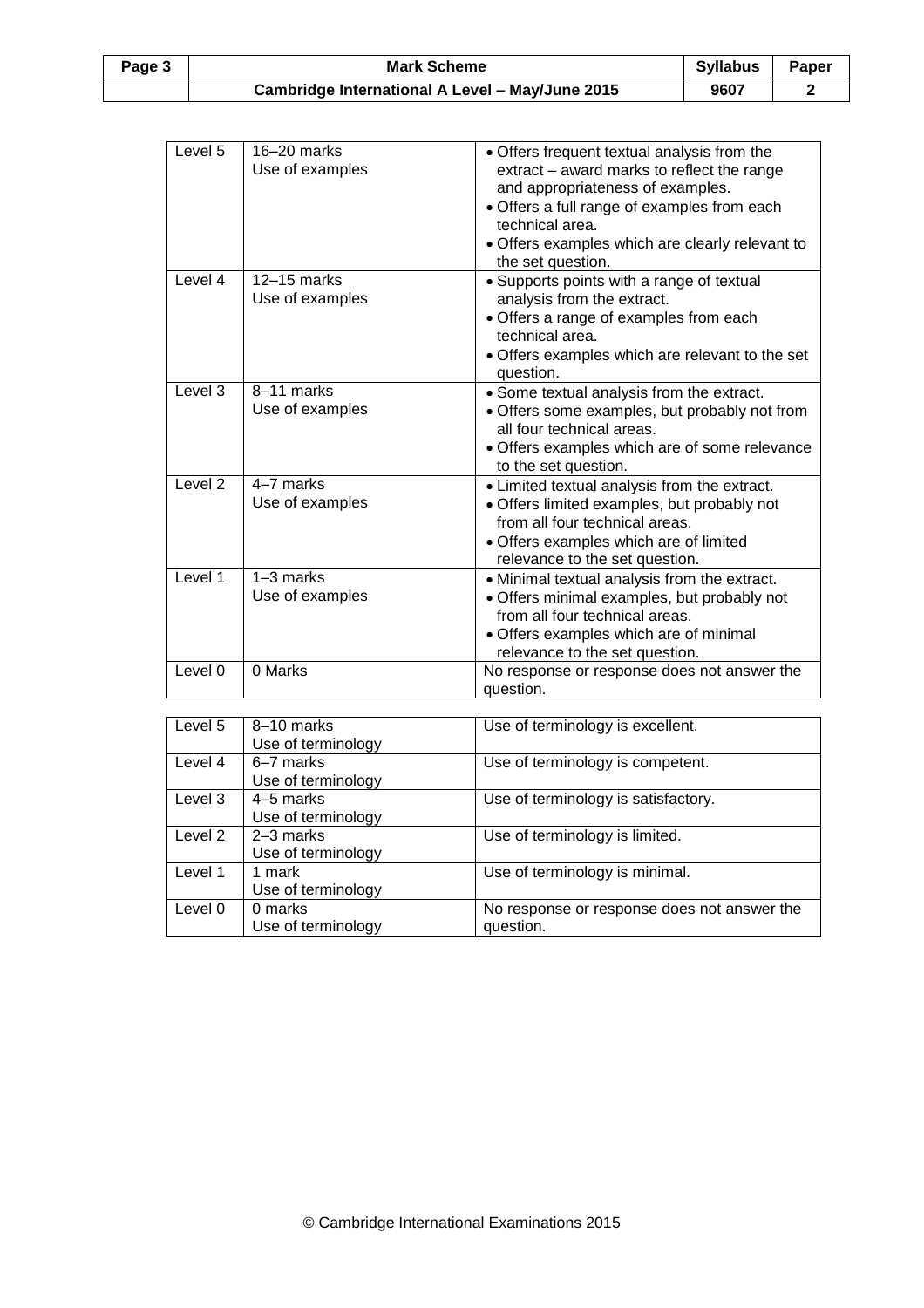| Level 5 | 16–20 marks<br>Use of examples | • Offers frequent textual analysis from the extract – award marks to reflect the range and appropriateness of examples.<br>• Offers a full range of examples from each technical area.<br>• Offers examples which are clearly relevant to the set question. |
|---|---|---|
| Level 4 | 12–15 marks<br>Use of examples | • Supports points with a range of textual analysis from the extract.<br>• Offers a range of examples from each technical area.<br>• Offers examples which are relevant to the set question. |
| Level 3 | 8–11 marks<br>Use of examples | • Some textual analysis from the extract.<br>• Offers some examples, but probably not from all four technical areas.<br>• Offers examples which are of some relevance to the set question. |
| Level 2 | 4–7 marks<br>Use of examples | • Limited textual analysis from the extract.<br>• Offers limited examples, but probably not from all four technical areas.<br>• Offers examples which are of limited relevance to the set question. |
| Level 1 | 1–3 marks<br>Use of examples | • Minimal textual analysis from the extract.<br>• Offers minimal examples, but probably not from all four technical areas.<br>• Offers examples which are of minimal relevance to the set question. |
| Level 0 | 0 Marks | No response or response does not answer the question. |

| Level 5 | 8–10 marks<br>Use of terminology | Use of terminology is excellent. |
|---|---|---|
| Level 4 | 6–7 marks<br>Use of terminology | Use of terminology is competent. |
| Level 3 | 4–5 marks<br>Use of terminology | Use of terminology is satisfactory. |
| Level 2 | 2–3 marks<br>Use of terminology | Use of terminology is limited. |
| Level 1 | 1 mark<br>Use of terminology | Use of terminology is minimal. |
| Level 0 | 0 marks<br>Use of terminology | No response or response does not answer the question. |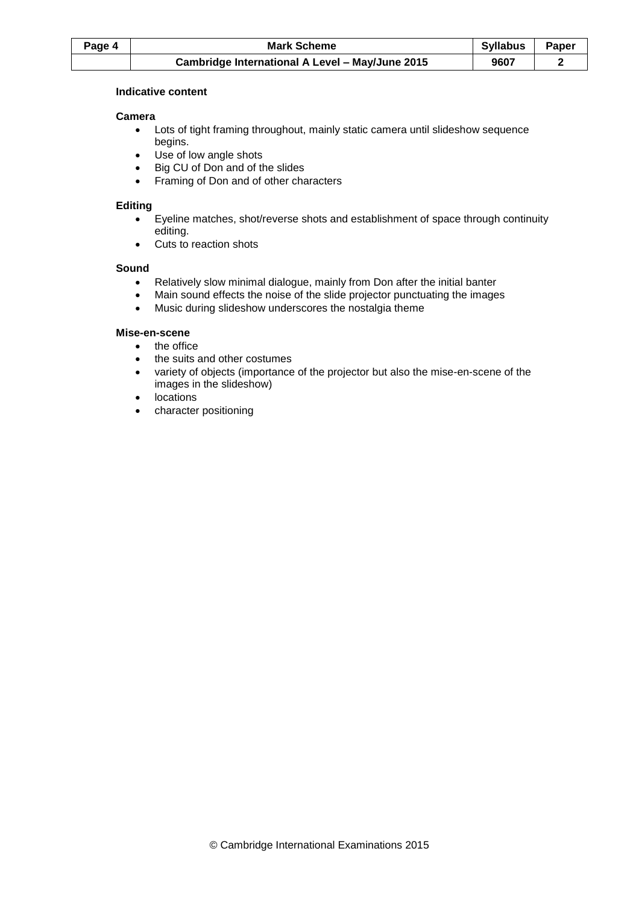**Indicative content**

**Camera**

- Lots of tight framing throughout, mainly static camera until slideshow sequence begins.
- Use of low angle shots
- Big CU of Don and of the slides
- Framing of Don and of other characters

**Editing**

- Eyeline matches, shot/reverse shots and establishment of space through continuity editing.
- Cuts to reaction shots

**Sound**

- Relatively slow minimal dialogue, mainly from Don after the initial banter
- Main sound effects the noise of the slide projector punctuating the images
- Music during slideshow underscores the nostalgia theme

**Mise-en-scene**

- the office
- the suits and other costumes
- variety of objects (importance of the projector but also the mise-en-scene of the images in the slideshow)
- locations
- character positioning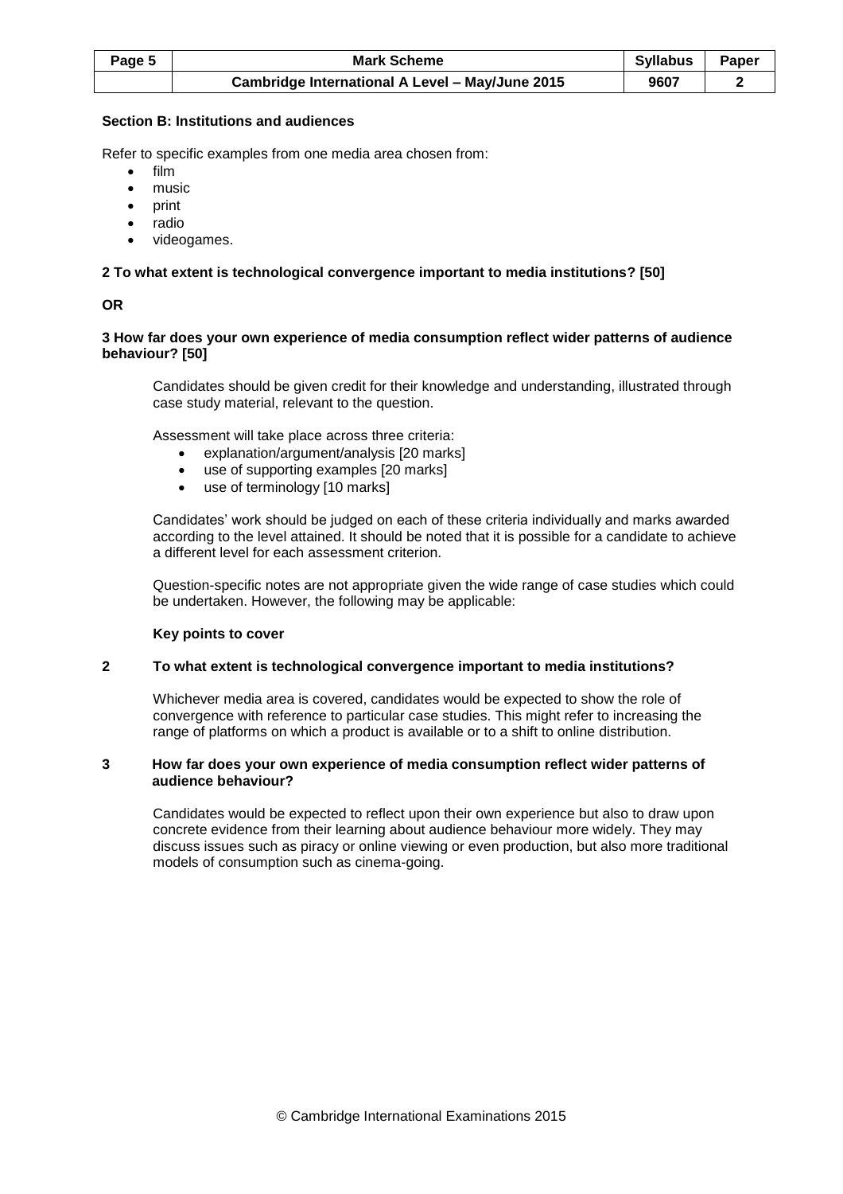### Section B: Institutions and audiences

Refer to specific examples from one media area chosen from:

- film
- music
- print
- radio
- videogames.

**2 To what extent is technological convergence important to media institutions? [50]**

**OR**

**3 How far does your own experience of media consumption reflect wider patterns of audience behaviour? [50]**

Candidates should be given credit for their knowledge and understanding, illustrated through case study material, relevant to the question.

Assessment will take place across three criteria:

- explanation/argument/analysis [20 marks]
- use of supporting examples [20 marks]
- use of terminology [10 marks]

Candidates' work should be judged on each of these criteria individually and marks awarded according to the level attained. It should be noted that it is possible for a candidate to achieve a different level for each assessment criterion.

Question-specific notes are not appropriate given the wide range of case studies which could be undertaken. However, the following may be applicable:

**Key points to cover**

**2 To what extent is technological convergence important to media institutions?**

Whichever media area is covered, candidates would be expected to show the role of convergence with reference to particular case studies. This might refer to increasing the range of platforms on which a product is available or to a shift to online distribution.

**3 How far does your own experience of media consumption reflect wider patterns of audience behaviour?**

Candidates would be expected to reflect upon their own experience but also to draw upon concrete evidence from their learning about audience behaviour more widely. They may discuss issues such as piracy or online viewing or even production, but also more traditional models of consumption such as cinema-going.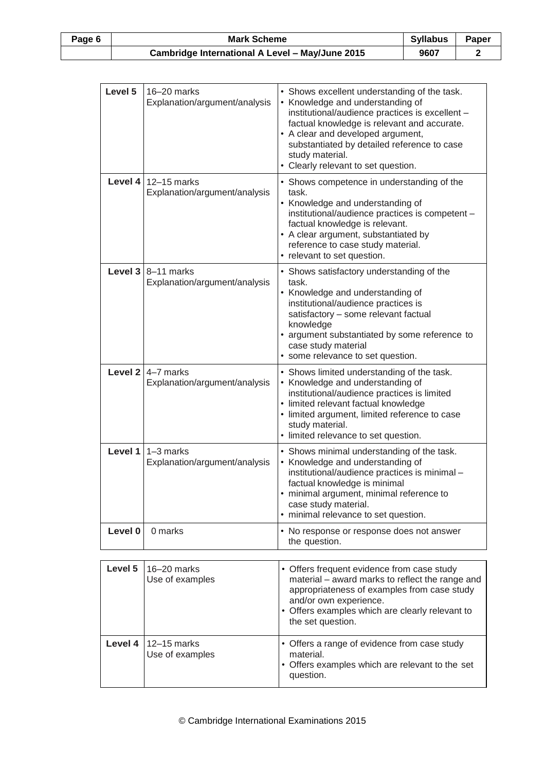| | | |
|---|---|---|
| **Level 5** | 16–20 marks<br>Explanation/argument/analysis | • Shows excellent understanding of the task.<br>• Knowledge and understanding of institutional/audience practices is excellent – factual knowledge is relevant and accurate.<br>• A clear and developed argument, substantiated by detailed reference to case study material.<br>• Clearly relevant to set question. |
| **Level 4** | 12–15 marks<br>Explanation/argument/analysis | • Shows competence in understanding of the task.<br>• Knowledge and understanding of institutional/audience practices is competent – factual knowledge is relevant.<br>• A clear argument, substantiated by reference to case study material.<br>• relevant to set question. |
| **Level 3** | 8–11 marks<br>Explanation/argument/analysis | • Shows satisfactory understanding of the task.<br>• Knowledge and understanding of institutional/audience practices is satisfactory – some relevant factual knowledge<br>• argument substantiated by some reference to case study material<br>• some relevance to set question. |
| **Level 2** | 4–7 marks<br>Explanation/argument/analysis | • Shows limited understanding of the task.<br>• Knowledge and understanding of institutional/audience practices is limited<br>• limited relevant factual knowledge<br>• limited argument, limited reference to case study material.<br>• limited relevance to set question. |
| **Level 1** | 1–3 marks<br>Explanation/argument/analysis | • Shows minimal understanding of the task.<br>• Knowledge and understanding of institutional/audience practices is minimal – factual knowledge is minimal<br>• minimal argument, minimal reference to case study material.<br>• minimal relevance to set question. |
| **Level 0** | 0 marks | • No response or response does not answer the question. |

| | | |
|---|---|---|
| **Level 5** | 16–20 marks<br>Use of examples | • Offers frequent evidence from case study material – award marks to reflect the range and appropriateness of examples from case study and/or own experience.<br>• Offers examples which are clearly relevant to the set question. |
| **Level 4** | 12–15 marks<br>Use of examples | • Offers a range of evidence from case study material.<br>• Offers examples which are relevant to the set question. |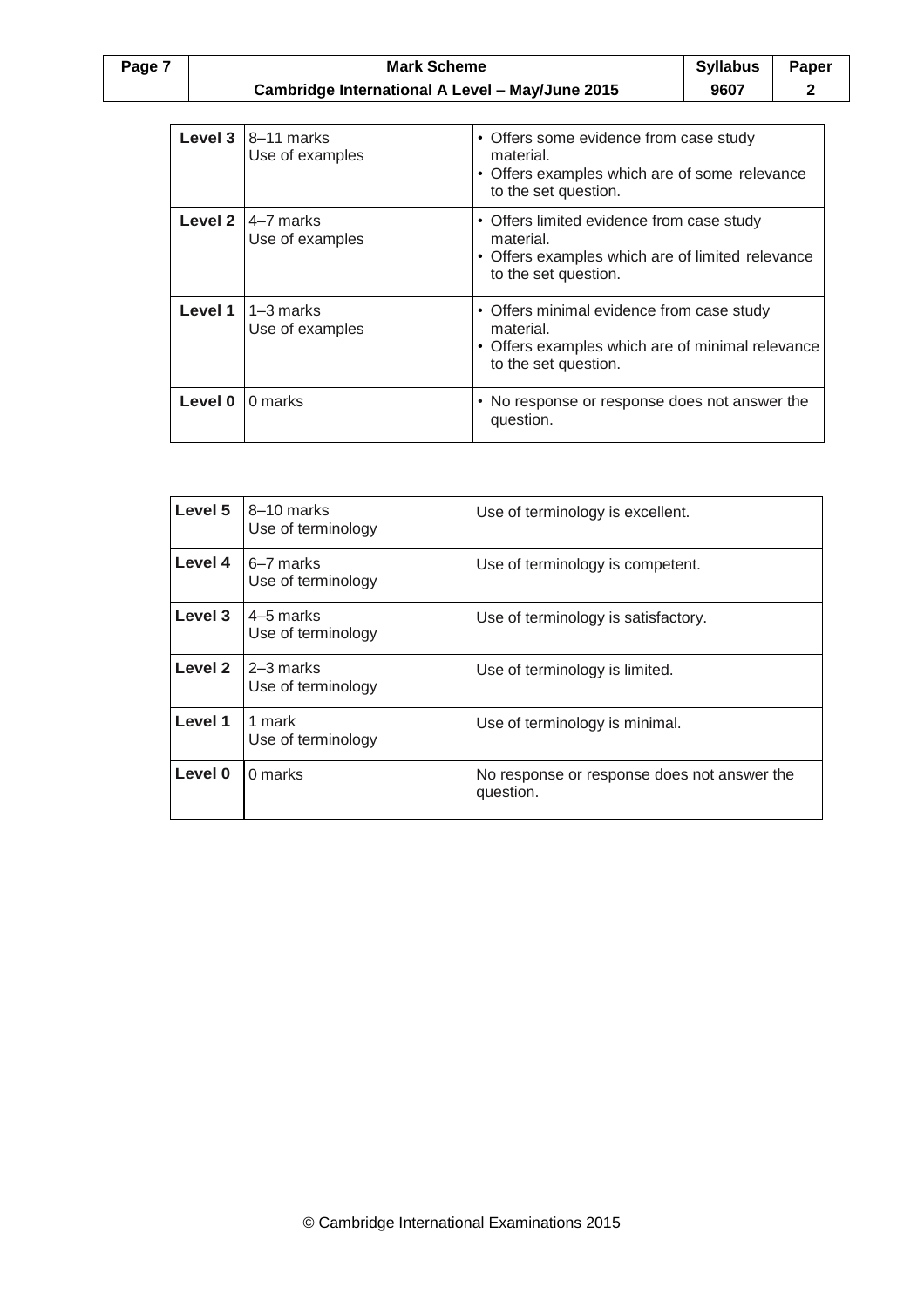| Level | Marks | Descriptor |
|---|---|---|
| Level 3 | 8–11 marks<br>Use of examples | • Offers some evidence from case study material.<br>• Offers examples which are of some relevance to the set question. |
| Level 2 | 4–7 marks<br>Use of examples | • Offers limited evidence from case study material.<br>• Offers examples which are of limited relevance to the set question. |
| Level 1 | 1–3 marks<br>Use of examples | • Offers minimal evidence from case study material.<br>• Offers examples which are of minimal relevance to the set question. |
| Level 0 | 0 marks | • No response or response does not answer the question. |

| Level | Marks | Descriptor |
|---|---|---|
| Level 5 | 8–10 marks<br>Use of terminology | Use of terminology is excellent. |
| Level 4 | 6–7 marks<br>Use of terminology | Use of terminology is competent. |
| Level 3 | 4–5 marks<br>Use of terminology | Use of terminology is satisfactory. |
| Level 2 | 2–3 marks<br>Use of terminology | Use of terminology is limited. |
| Level 1 | 1 mark<br>Use of terminology | Use of terminology is minimal. |
| Level 0 | 0 marks | No response or response does not answer the question. |